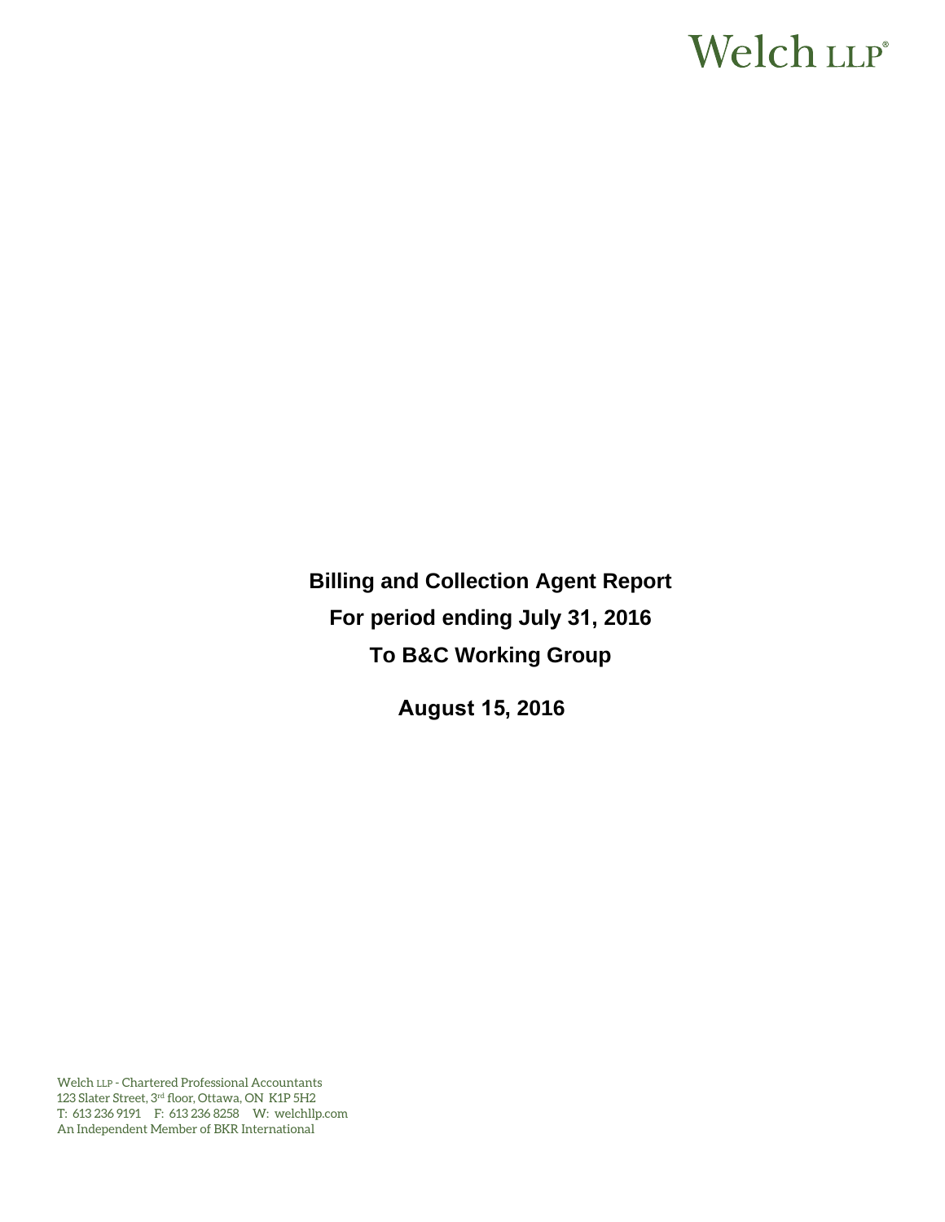Welch LLP®

# Billing and Collection Agent Report

## For period ending July 31, 2016

## To B&C Working Group

**August 15, 2016**

Welch LLP - Chartered Professional Accountants
123 Slater Street, 3rd floor, Ottawa, ON K1P 5H2
T: 613 236 9191 F: 613 236 8258 W: welchllp.com
An Independent Member of BKR International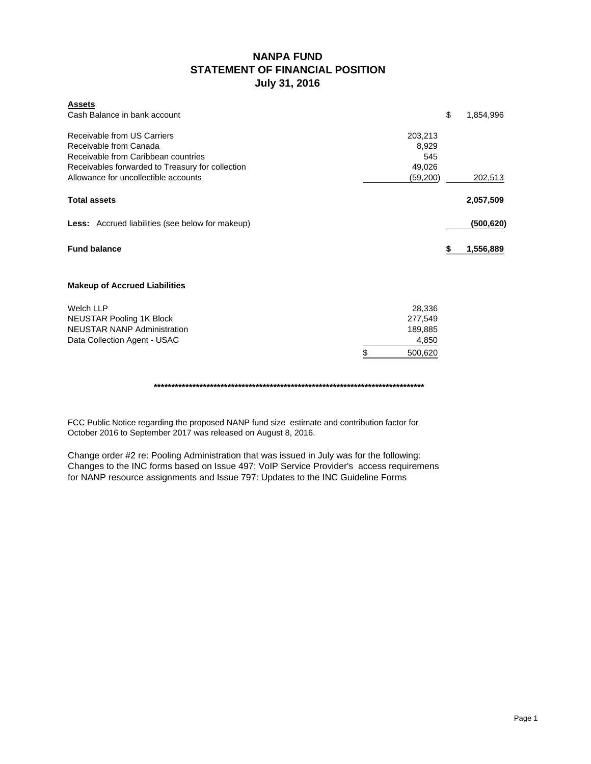# NANPA FUND
## STATEMENT OF FINANCIAL POSITION
### July 31, 2016

| | | |
|---|---|---|
| **Assets** | | |
| Cash Balance in bank account | | $ 1,854,996 |
| | | |
| Receivable from US Carriers | 203,213 | |
| Receivable from Canada | 8,929 | |
| Receivable from Caribbean countries | 545 | |
| Receivables forwarded to Treasury for collection | 49,026 | |
| Allowance for uncollectible accounts | (59,200) | 202,513 |
| | | |
| **Total assets** | | **2,057,509** |
| | | |
| **Less:** Accrued liabilities (see below for makeup) | | **(500,620)** |
| | | |
| **Fund balance** | | **$ 1,556,889** |

**Makeup of Accrued Liabilities**

| | |
|---|---|
| Welch LLP | 28,336 |
| NEUSTAR Pooling 1K Block | 277,549 |
| NEUSTAR NANP Administration | 189,885 |
| Data Collection Agent - USAC | 4,850 |
| | $ 500,620 |

*********************************************************************************

FCC Public Notice regarding the proposed NANP fund size estimate and contribution factor for October 2016 to September 2017 was released on August 8, 2016.

Change order #2 re: Pooling Administration that was issued in July was for the following: Changes to the INC forms based on Issue 497: VoIP Service Provider's access requiremens for NANP resource assignments and Issue 797: Updates to the INC Guideline Forms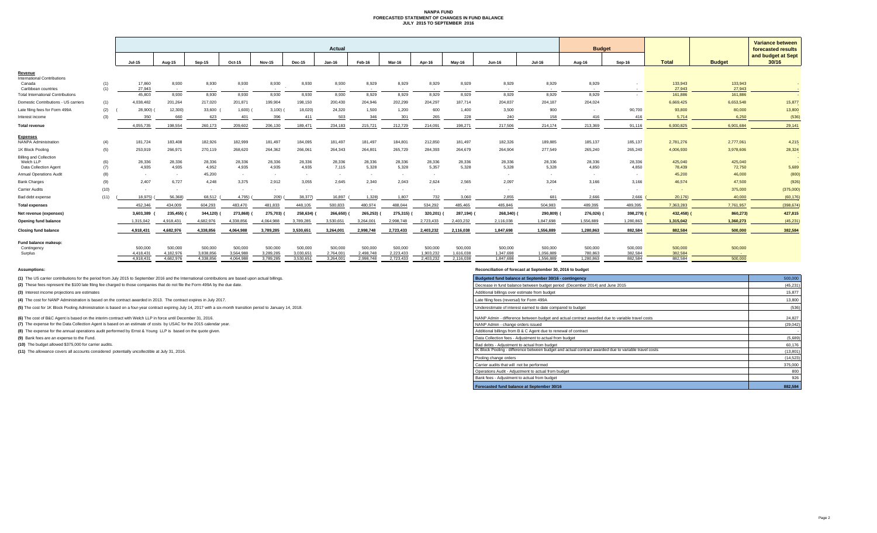# NANPA FUND
## FORECASTED STATEMENT OF CHANGES IN FUND BALANCE
## JULY 2015 TO SEPTEMBER 2016

| | | Actual | | | | | | | | | | | | | Budget | | | | Variance between forecasted results and budget at Sept 30/16 |
|---|---|---|---|---|---|---|---|---|---|---|---|---|---|---|---|---|---|---|---|
| | | Jul-15 | Aug-15 | Sep-15 | Oct-15 | Nov-15 | Dec-15 | Jan-16 | Feb-16 | Mar-16 | Apr-16 | May-16 | Jun-16 | Jul-16 | Aug-16 | Sep-16 | Total | Budget | |
| **Revenue** | | | | | | | | | | | | | | | | | | | |
| International Contributions | | | | | | | | | | | | | | | | | | | |
| Canada | (1) | 17,860 | 8,930 | 8,930 | 8,930 | 8,930 | 8,930 | 8,930 | 8,929 | 8,929 | 8,929 | 8,929 | 8,929 | 8,929 | 8,929 | - | 133,943 | 133,943 | - |
| Caribbean countries | (1) | 27,943 | - | - | - | - | - | - | - | - | - | - | - | - | - | - | 27,943 | 27,943 | - |
| Total International Contributions | | 45,803 | 8,930 | 8,930 | 8,930 | 8,930 | 8,930 | 8,930 | 8,929 | 8,929 | 8,929 | 8,929 | 8,929 | 8,929 | 8,929 | - | 161,886 | 161,886 | - |
| Domestic Contributions - US carriers | (1) | 4,038,482 | 201,264 | 217,020 | 201,871 | 199,904 | 198,150 | 200,430 | 204,946 | 202,299 | 204,297 | 187,714 | 204,837 | 204,187 | 204,024 | | 6,669,425 | 6,653,548 | 15,877 |
| Late filing fees for Form 499A | (2) | (28,900) | (12,300) | 33,600 | (1,600) | (3,100) | (18,020) | 24,320 | 1,500 | 1,200 | 600 | 1,400 | 3,500 | 900 | - | 90,700 | 93,800 | 80,000 | 13,800 |
| Interest income | (3) | 350 | 660 | 623 | 401 | 396 | 411 | 503 | 346 | 301 | 265 | 228 | 240 | 158 | 416 | 416 | 5,714 | 6,250 | (536) |
| **Total revenue** | | 4,055,735 | 198,554 | 260,173 | 209,602 | 206,130 | 189,471 | 234,183 | 215,721 | 212,729 | 214,091 | 198,271 | 217,506 | 214,174 | 213,369 | 91,116 | 6,930,825 | 6,901,684 | 29,141 |
| **Expenses** | | | | | | | | | | | | | | | | | | | |
| NANPA Administration | (4) | 181,724 | 183,408 | 182,926 | 182,999 | 181,497 | 184,095 | 181,497 | 181,497 | 184,801 | 212,850 | 181,497 | 182,326 | 189,885 | 185,137 | 185,137 | 2,781,276 | 2,777,061 | 4,215 |
| 1K Block Pooling | (5) | 253,919 | 266,971 | 270,119 | 268,620 | 264,362 | 266,061 | 264,343 | 264,801 | 265,729 | 284,393 | 264,679 | 264,904 | 277,549 | 265,240 | 265,240 | 4,006,930 | 3,978,606 | 28,324 |
| Billing and Collection | | | | | | | | | | | | | | | | | | | - |
| Welch LLP | (6) | 28,336 | 28,336 | 28,336 | 28,336 | 28,336 | 28,336 | 28,336 | 28,336 | 28,336 | 28,336 | 28,336 | 28,336 | 28,336 | 28,336 | 28,336 | 425,040 | 425,040 | - |
| Data Collection Agent | (7) | 4,935 | 4,935 | 4,952 | 4,935 | 4,935 | 4,935 | 7,115 | 5,328 | 5,328 | 5,357 | 5,328 | 5,328 | 5,328 | 4,850 | 4,850 | 78,439 | 72,750 | 5,689 |
| Annual Operations Audit | (8) | - | - | 45,200 | - | - | - | - | - | - | - | | - | - | - | - | 45,200 | 46,000 | (800) |
| Bank Charges | (9) | 2,407 | 6,727 | 4,248 | 3,375 | 2,912 | 3,055 | 2,645 | 2,340 | 2,043 | 2,624 | 2,565 | 2,097 | 3,204 | 3,166 | 3,166 | 46,574 | 47,500 | (926) |
| Carrier Audits | (10) | - | - | - | - | - | - | - | - | - | - | - | - | - | - | - | - | 375,000 | (375,000) |
| Bad debt expense | (11) | (18,975) | (56,368) | 68,512 | (4,795) | (209) | (38,377) | 16,897 | (1,328) | 1,807 | 732 | 3,060 | 2,855 | 681 | 2,666 | 2,666 | (20,176) | 40,000 | (60,176) |
| **Total expenses** | | 452,346 | 434,009 | 604,293 | 483,470 | 481,833 | 448,105 | 500,833 | 480,974 | 488,044 | 534,292 | 485,465 | 485,846 | 504,983 | 489,395 | 489,395 | 7,363,283 | 7,761,957 | (398,674) |
| **Net revenue (expenses)** | | 3,603,389 | (235,455) | (344,120) | (273,868) | (275,703) | (258,634) | (266,650) | (265,253) | (275,315) | (320,201) | (287,194) | (268,340) | (290,809) | (276,026) | (398,279) | (432,458) | (860,273) | 427,815 |
| **Opening fund balance** | | 1,315,042 | 4,918,431 | 4,682,976 | 4,338,856 | 4,064,988 | 3,789,285 | 3,530,651 | 3,264,001 | 2,998,748 | 2,723,433 | 2,403,232 | 2,116,038 | 1,847,698 | 1,556,889 | 1,280,863 | 1,315,042 | 1,360,273 | (45,231) |
| **Closing fund balance** | | 4,918,431 | 4,682,976 | 4,338,856 | 4,064,988 | 3,789,285 | 3,530,651 | 3,264,001 | 2,998,748 | 2,723,433 | 2,403,232 | 2,116,038 | 1,847,698 | 1,556,889 | 1,280,863 | 882,584 | 882,584 | 500,000 | 382,584 |
| **Fund balance makeup:** | | | | | | | | | | | | | | | | | | | |
| Contingency | | 500,000 | 500,000 | 500,000 | 500,000 | 500,000 | 500,000 | 500,000 | 500,000 | 500,000 | 500,000 | 500,000 | 500,000 | 500,000 | 500,000 | 500,000 | 500,000 | 500,000 | |
| Surplus | | 4,418,431 | 4,182,976 | 3,838,856 | 3,564,988 | 3,289,285 | 3,030,651 | 2,764,001 | 2,498,748 | 2,223,433 | 1,903,232 | 1,616,038 | 1,347,698 | 1,056,889 | 780,863 | 382,584 | 382,584 | - | |
| | | 4,918,431 | 4,682,976 | 4,338,856 | 4,064,988 | 3,789,285 | 3,530,651 | 3,264,001 | 2,998,748 | 2,723,433 | 2,403,232 | 2,116,038 | 1,847,698 | 1,556,889 | 1,280,863 | 882,584 | 882,584 | 500,000 | |

**Assumptions:**

**(1)** The US carrier contributions for the period from July 2015 to September 2016 and the International contributions are based upon actual billings.

**(2)** These fees represent the $100 late filing fee charged to those companies that do not file the Form 499A by the due date.

**(3)** Interest income projections are estimates

**(4)** The cost for NANP Administration is based on the contract awarded in 2013. The contract expires in July 2017.

**(5)** The cost for 1K Block Pooling Administration is based on a four-year contract expiring July 14, 2017 with a six-month transition period to January 14, 2018.

**(6)** The cost of B&C Agent is based on the interim contract with Welch LLP in force until December 31, 2016.

**(7)** The expense for the Data Collection Agent is based on an estimate of costs by USAC for the 2015 calendar year.

**(8)** The expense for the annual operations audit performed by Ernst & Young LLP is based on the quote given.

**(9)** Bank fees are an expense to the Fund.

**(10)** The budget allowed $375,000 for carrier audits.

**(11)** The allowance covers all accounts considered potentially uncollectible at July 31, 2016.

**Reconciliation of forecast at September 30, 2016 to budget**

| Item | Amount |
|---|---|
| **Budgeted fund balance at September 30/16 - contingency** | 500,000 |
| Decrease in fund balance between budget period (December 2014) and June 2015 | (45,231) |
| Additional billings over estimate from budget | 15,877 |
| Late filing fees (reversal) for Form 499A | 13,800 |
| Underestimate of interest earned to date compared to budget | (536) |
| NANP Admin - difference between budget and actual contract awarded due to variable travel costs | 24,827 |
| NANP Admin - change orders issued | (29,042) |
| Additional billings from B & C Agent due to renewal of contract | - |
| Data Collection fees - Adjustment to actual from budget | (5,689) |
| Bad debts - Adjustment to actual from budget | 60,176 |
| IK Block Pooling - difference between budget and actual contract awarded due to variable travel costs | (13,801) |
| Pooling change orders | (14,523) |
| Carrier audits that will not be performed | 375,000 |
| Operations Audit - Adjustment to actual from budget | 800 |
| Bank fees - Adjustment to actual from budget | 926 |
| **Forecasted fund balance at September 30/16** | **882,584** |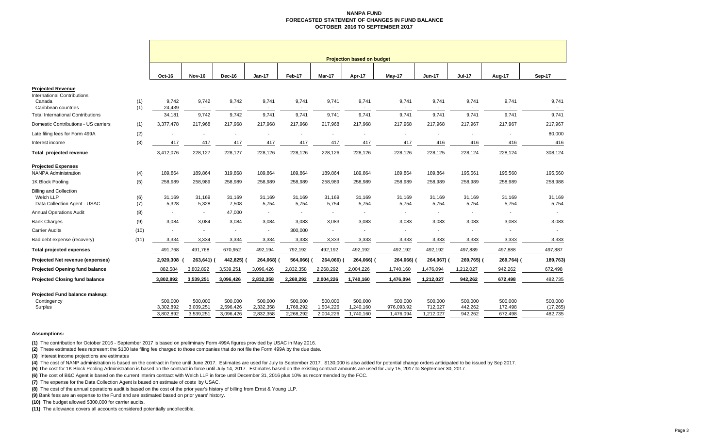# NANPA FUND
## FORECASTED STATEMENT OF CHANGES IN FUND BALANCE
## OCTOBER 2016 TO SEPTEMBER 2017

| | | Projection based on budget | | | | | | | | | | | |
|---|---|---|---|---|---|---|---|---|---|---|---|---|---|
| | | Oct-16 | Nov-16 | Dec-16 | Jan-17 | Feb-17 | Mar-17 | Apr-17 | May-17 | Jun-17 | Jul-17 | Aug-17 | Sep-17 |
| **Projected Revenue** | | | | | | | | | | | | | |
| International Contributions | | | | | | | | | | | | | |
| Canada | (1) | 9,742 | 9,742 | 9,742 | 9,741 | 9,741 | 9,741 | 9,741 | 9,741 | 9,741 | 9,741 | 9,741 | 9,741 |
| Caribbean countries | (1) | 24,439 | - | - | - | - | - | - | - | - | - | - | - |
| Total International Contributions | | 34,181 | 9,742 | 9,742 | 9,741 | 9,741 | 9,741 | 9,741 | 9,741 | 9,741 | 9,741 | 9,741 | 9,741 |
| Domestic Contributions - US carriers | (1) | 3,377,478 | 217,968 | 217,968 | 217,968 | 217,968 | 217,968 | 217,968 | 217,968 | 217,968 | 217,967 | 217,967 | 217,967 |
| Late filing fees for Form 499A | (2) | - | - | - | - | - | - | - | - | - | - | - | 80,000 |
| Interest income | (3) | 417 | 417 | 417 | 417 | 417 | 417 | 417 | 417 | 416 | 416 | 416 | 416 |
| **Total projected revenue** | | 3,412,076 | 228,127 | 228,127 | 228,126 | 228,126 | 228,126 | 228,126 | 228,126 | 228,125 | 228,124 | 228,124 | 308,124 |
| **Projected Expenses** | | | | | | | | | | | | | |
| NANPA Administration | (4) | 189,864 | 189,864 | 319,868 | 189,864 | 189,864 | 189,864 | 189,864 | 189,864 | 189,864 | 195,561 | 195,560 | 195,560 |
| 1K Block Pooling | (5) | 258,989 | 258,989 | 258,989 | 258,989 | 258,989 | 258,989 | 258,989 | 258,989 | 258,989 | 258,989 | 258,989 | 258,988 |
| Billing and Collection | | | | | | | | | | | | | |
| Welch LLP | (6) | 31,169 | 31,169 | 31,169 | 31,169 | 31,169 | 31,169 | 31,169 | 31,169 | 31,169 | 31,169 | 31,169 | 31,169 |
| Data Collection Agent - USAC | (7) | 5,328 | 5,328 | 7,508 | 5,754 | 5,754 | 5,754 | 5,754 | 5,754 | 5,754 | 5,754 | 5,754 | 5,754 |
| Annual Operations Audit | (8) | - | - | 47,000 | - | - | - | - | - | - | - | - | - |
| Bank Charges | (9) | 3,084 | 3,084 | 3,084 | 3,084 | 3,083 | 3,083 | 3,083 | 3,083 | 3,083 | 3,083 | 3,083 | 3,083 |
| Carrier Audits | (10) | - | - | - | - | 300,000 | - | - | - | - | - | - | - |
| Bad debt expense (recovery) | (11) | 3,334 | 3,334 | 3,334 | 3,334 | 3,333 | 3,333 | 3,333 | 3,333 | 3,333 | 3,333 | 3,333 | 3,333 |
| **Total projected expenses** | | 491,768 | 491,768 | 670,952 | 492,194 | 792,192 | 492,192 | 492,192 | 492,192 | 492,192 | 497,889 | 497,888 | 497,887 |
| **Projected Net revenue (expenses)** | | 2,920,308 | (263,641) | (442,825) | (264,068) | (564,066) | (264,066) | (264,066) | (264,066) | (264,067) | (269,765) | (269,764) | (189,763) |
| **Projected Opening fund balance** | | 882,584 | 3,802,892 | 3,539,251 | 3,096,426 | 2,832,358 | 2,268,292 | 2,004,226 | 1,740,160 | 1,476,094 | 1,212,027 | 942,262 | 672,498 |
| **Projected Closing fund balance** | | 3,802,892 | 3,539,251 | 3,096,426 | 2,832,358 | 2,268,292 | 2,004,226 | 1,740,160 | 1,476,094 | 1,212,027 | 942,262 | 672,498 | 482,735 |
| **Projected Fund balance makeup:** | | | | | | | | | | | | | |
| Contingency | | 500,000 | 500,000 | 500,000 | 500,000 | 500,000 | 500,000 | 500,000 | 500,000 | 500,000 | 500,000 | 500,000 | 500,000 |
| Surplus | | 3,302,892 | 3,039,251 | 2,596,426 | 2,332,358 | 1,768,292 | 1,504,226 | 1,240,160 | 976,093.92 | 712,027 | 442,262 | 172,498 | (17,265) |
| | | 3,802,892 | 3,539,251 | 3,096,426 | 2,832,358 | 2,268,292 | 2,004,226 | 1,740,160 | 1,476,094 | 1,212,027 | 942,262 | 672,498 | 482,735 |

**Assumptions:**

**(1)** The contribution for October 2016 - September 2017 is based on preliminary Form 499A figures provided by USAC in May 2016.

**(2)** These estimated fees represent the $100 late filing fee charged to those companies that do not file the Form 499A by the due date.

**(3)** Interest income projections are estimates

**(4)** The cost of NANP administration is based on the contract in force until June 2017. Estimates are used for July to September 2017. $130,000 is also added for potential change orders anticipated to be issued by Sep 2017.

**(5)** The cost for 1K Block Pooling Administration is based on the contract in force until July 14, 2017. Estimates based on the existing contract amounts are used for July 15, 2017 to September 30, 2017.

**(6)** The cost of B&C Agent is based on the current interim contract with Welch LLP in force until December 31, 2016 plus 10% as recommended by the FCC.

**(7)** The expense for the Data Collection Agent is based on estimate of costs by USAC.

**(8)** The cost of the annual operations audit is based on the cost of the prior year's history of billing from Ernst & Young LLP.

**(9)** Bank fees are an expense to the Fund and are estimated based on prior years' history.

**(10)** The budget allowed $300,000 for carrier audits.

**(11)** The allowance covers all accounts considered potentially uncollectible.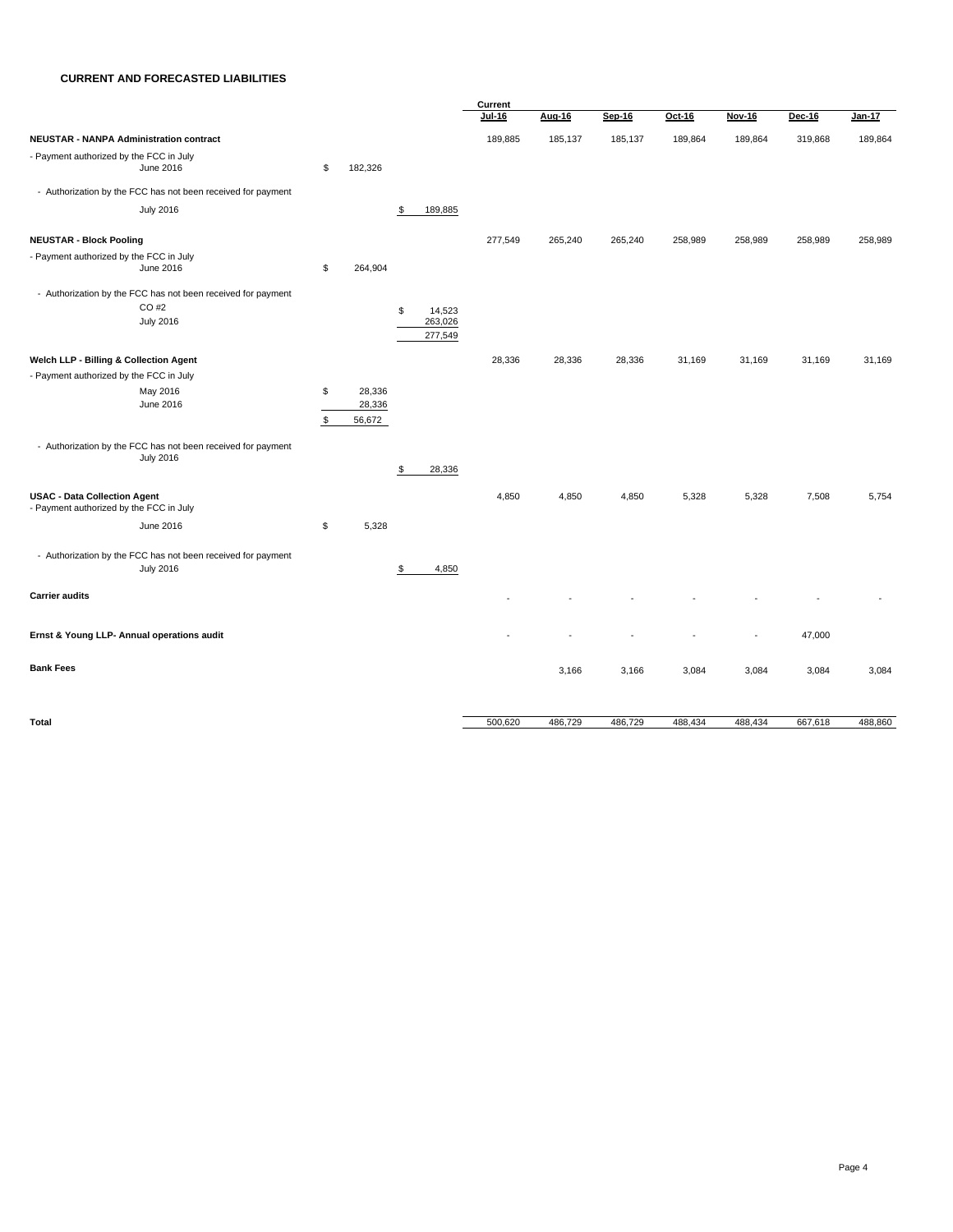**CURRENT AND FORECASTED LIABILITIES**

| | | | Current Jul-16 | Aug-16 | Sep-16 | Oct-16 | Nov-16 | Dec-16 | Jan-17 |
|---|---|---|---|---|---|---|---|---|---|
| **NEUSTAR - NANPA Administration contract** | | | 189,885 | 185,137 | 185,137 | 189,864 | 189,864 | 319,868 | 189,864 |
| - Payment authorized by the FCC in July | | | | | | | | | |
| June 2016 | $ 182,326 | | | | | | | | |
| - Authorization by the FCC has not been received for payment | | | | | | | | | |
| July 2016 | | $ 189,885 | | | | | | | |
| **NEUSTAR - Block Pooling** | | | 277,549 | 265,240 | 265,240 | 258,989 | 258,989 | 258,989 | 258,989 |
| - Payment authorized by the FCC in July | | | | | | | | | |
| June 2016 | $ 264,904 | | | | | | | | |
| - Authorization by the FCC has not been received for payment | | | | | | | | | |
| CO #2 | | $ 14,523 | | | | | | | |
| July 2016 | | 263,026 | | | | | | | |
| | | 277,549 | | | | | | | |
| **Welch LLP - Billing & Collection Agent** | | | 28,336 | 28,336 | 28,336 | 31,169 | 31,169 | 31,169 | 31,169 |
| - Payment authorized by the FCC in July | | | | | | | | | |
| May 2016 | $ 28,336 | | | | | | | | |
| June 2016 | 28,336 | | | | | | | | |
| | $ 56,672 | | | | | | | | |
| - Authorization by the FCC has not been received for payment | | | | | | | | | |
| July 2016 | | $ 28,336 | | | | | | | |
| **USAC - Data Collection Agent** | | | 4,850 | 4,850 | 4,850 | 5,328 | 5,328 | 7,508 | 5,754 |
| - Payment authorized by the FCC in July | | | | | | | | | |
| June 2016 | $ 5,328 | | | | | | | | |
| - Authorization by the FCC has not been received for payment | | | | | | | | | |
| July 2016 | | $ 4,850 | | | | | | | |
| **Carrier audits** | | | - | - | - | - | - | - | - |
| **Ernst & Young LLP- Annual operations audit** | | | - | - | - | - | - | 47,000 | |
| **Bank Fees** | | | | 3,166 | 3,166 | 3,084 | 3,084 | 3,084 | 3,084 |
| **Total** | | | 500,620 | 486,729 | 486,729 | 488,434 | 488,434 | 667,618 | 488,860 |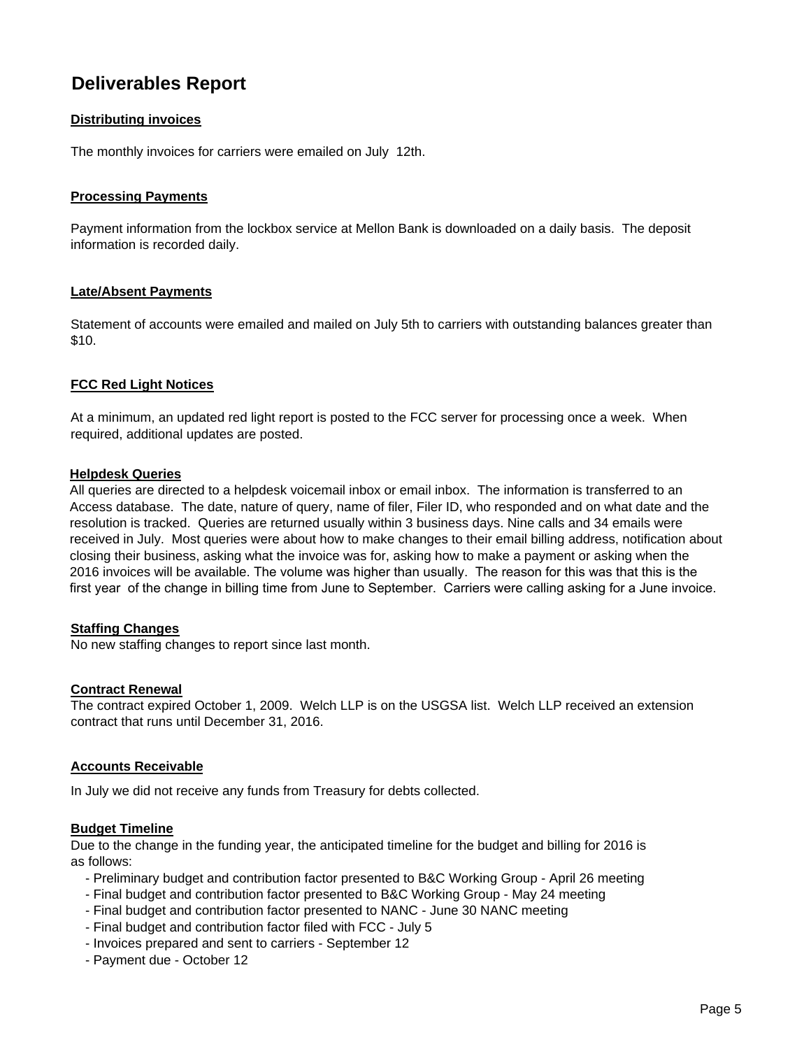# Deliverables Report

**Distributing invoices**

The monthly invoices for carriers were emailed on July 12th.

**Processing Payments**

Payment information from the lockbox service at Mellon Bank is downloaded on a daily basis. The deposit information is recorded daily.

**Late/Absent Payments**

Statement of accounts were emailed and mailed on July 5th to carriers with outstanding balances greater than $10.

**FCC Red Light Notices**

At a minimum, an updated red light report is posted to the FCC server for processing once a week. When required, additional updates are posted.

**Helpdesk Queries**

All queries are directed to a helpdesk voicemail inbox or email inbox. The information is transferred to an Access database. The date, nature of query, name of filer, Filer ID, who responded and on what date and the resolution is tracked. Queries are returned usually within 3 business days. Nine calls and 34 emails were received in July. Most queries were about how to make changes to their email billing address, notification about closing their business, asking what the invoice was for, asking how to make a payment or asking when the 2016 invoices will be available. The volume was higher than usually. The reason for this was that this is the first year of the change in billing time from June to September. Carriers were calling asking for a June invoice.

**Staffing Changes**

No new staffing changes to report since last month.

**Contract Renewal**

The contract expired October 1, 2009. Welch LLP is on the USGSA list. Welch LLP received an extension contract that runs until December 31, 2016.

**Accounts Receivable**

In July we did not receive any funds from Treasury for debts collected.

**Budget Timeline**

Due to the change in the funding year, the anticipated timeline for the budget and billing for 2016 is as follows:

- Preliminary budget and contribution factor presented to B&C Working Group - April 26 meeting
- Final budget and contribution factor presented to B&C Working Group - May 24 meeting
- Final budget and contribution factor presented to NANC - June 30 NANC meeting
- Final budget and contribution factor filed with FCC - July 5
- Invoices prepared and sent to carriers - September 12
- Payment due - October 12